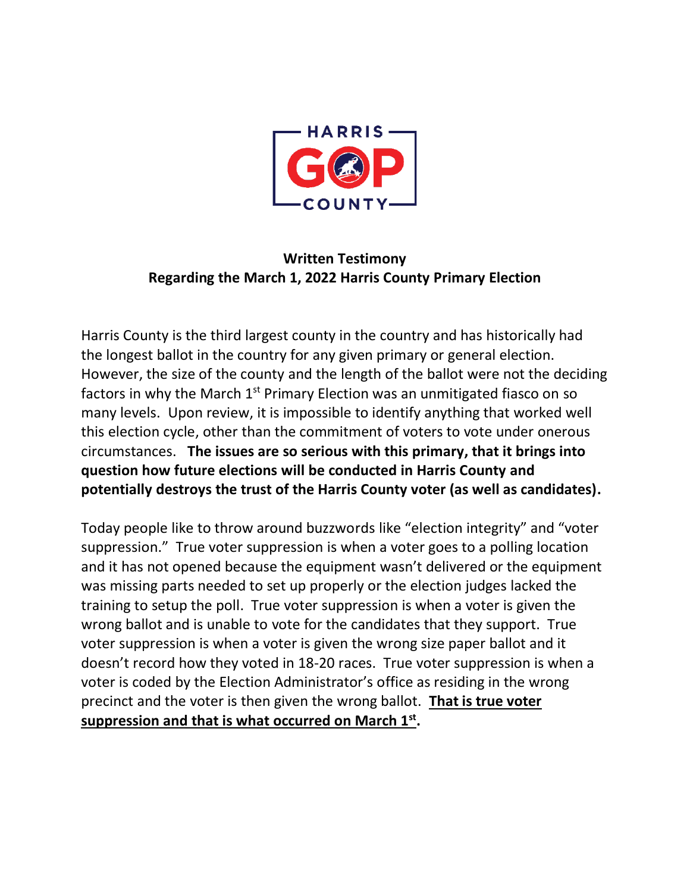HARRIS GOP COUNTY

**Written Testimony**
**Regarding the March 1, 2022 Harris County Primary Election**

Harris County is the third largest county in the country and has historically had the longest ballot in the country for any given primary or general election. However, the size of the county and the length of the ballot were not the deciding factors in why the March 1st Primary Election was an unmitigated fiasco on so many levels. Upon review, it is impossible to identify anything that worked well this election cycle, other than the commitment of voters to vote under onerous circumstances. **The issues are so serious with this primary, that it brings into question how future elections will be conducted in Harris County and potentially destroys the trust of the Harris County voter (as well as candidates).**

Today people like to throw around buzzwords like "election integrity" and "voter suppression." True voter suppression is when a voter goes to a polling location and it has not opened because the equipment wasn't delivered or the equipment was missing parts needed to set up properly or the election judges lacked the training to setup the poll. True voter suppression is when a voter is given the wrong ballot and is unable to vote for the candidates that they support. True voter suppression is when a voter is given the wrong size paper ballot and it doesn't record how they voted in 18-20 races. True voter suppression is when a voter is coded by the Election Administrator's office as residing in the wrong precinct and the voter is then given the wrong ballot. **<u>That is true voter suppression and that is what occurred on March 1st</u>.**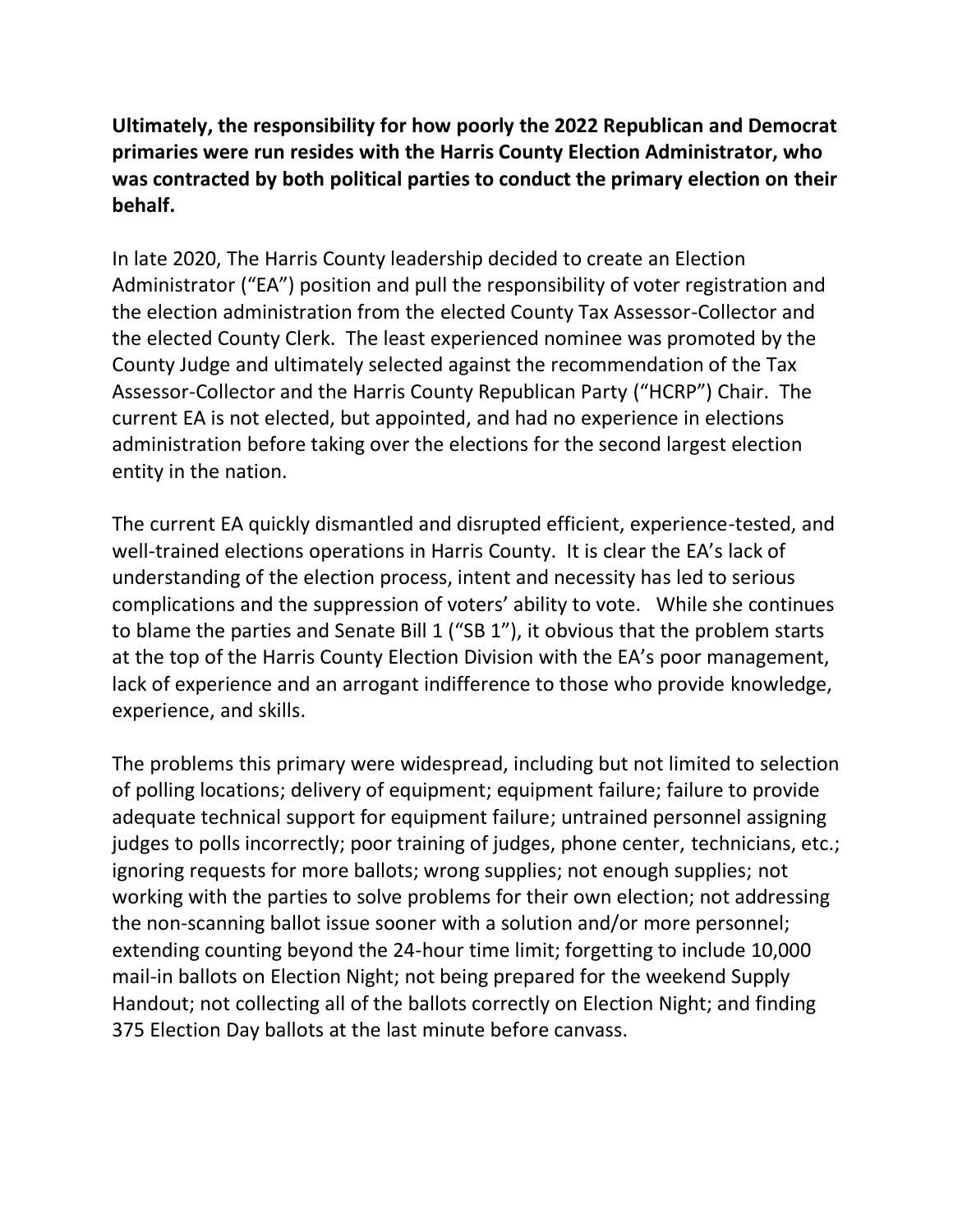**Ultimately, the responsibility for how poorly the 2022 Republican and Democrat primaries were run resides with the Harris County Election Administrator, who was contracted by both political parties to conduct the primary election on their behalf.**

In late 2020, The Harris County leadership decided to create an Election Administrator ("EA") position and pull the responsibility of voter registration and the election administration from the elected County Tax Assessor-Collector and the elected County Clerk. The least experienced nominee was promoted by the County Judge and ultimately selected against the recommendation of the Tax Assessor-Collector and the Harris County Republican Party ("HCRP") Chair. The current EA is not elected, but appointed, and had no experience in elections administration before taking over the elections for the second largest election entity in the nation.

The current EA quickly dismantled and disrupted efficient, experience-tested, and well-trained elections operations in Harris County. It is clear the EA's lack of understanding of the election process, intent and necessity has led to serious complications and the suppression of voters' ability to vote. While she continues to blame the parties and Senate Bill 1 ("SB 1"), it obvious that the problem starts at the top of the Harris County Election Division with the EA's poor management, lack of experience and an arrogant indifference to those who provide knowledge, experience, and skills.

The problems this primary were widespread, including but not limited to selection of polling locations; delivery of equipment; equipment failure; failure to provide adequate technical support for equipment failure; untrained personnel assigning judges to polls incorrectly; poor training of judges, phone center, technicians, etc.; ignoring requests for more ballots; wrong supplies; not enough supplies; not working with the parties to solve problems for their own election; not addressing the non-scanning ballot issue sooner with a solution and/or more personnel; extending counting beyond the 24-hour time limit; forgetting to include 10,000 mail-in ballots on Election Night; not being prepared for the weekend Supply Handout; not collecting all of the ballots correctly on Election Night; and finding 375 Election Day ballots at the last minute before canvass.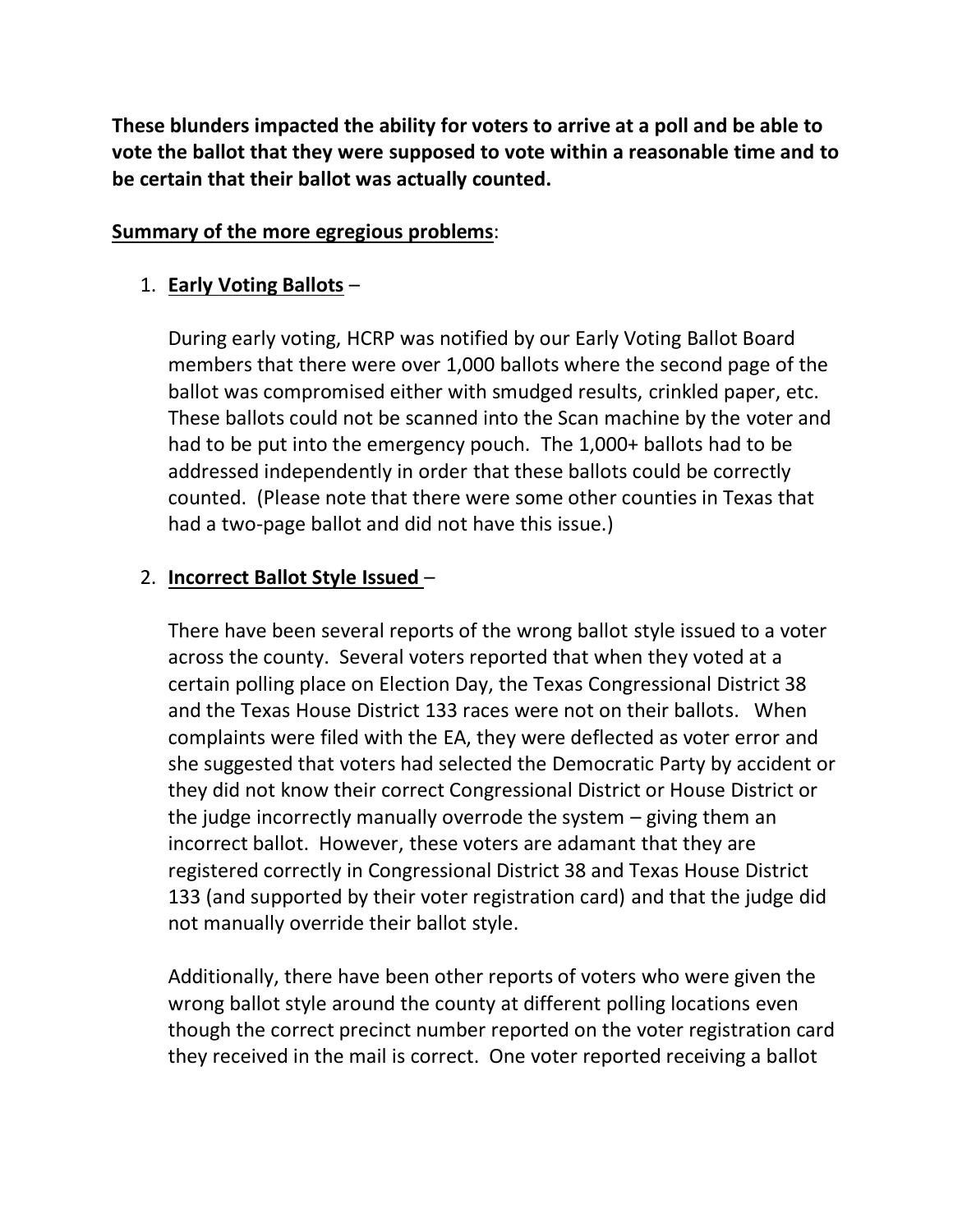**These blunders impacted the ability for voters to arrive at a poll and be able to vote the ballot that they were supposed to vote within a reasonable time and to be certain that their ballot was actually counted.**

**Summary of the more egregious problems**:

1. **Early Voting Ballots** –

   During early voting, HCRP was notified by our Early Voting Ballot Board members that there were over 1,000 ballots where the second page of the ballot was compromised either with smudged results, crinkled paper, etc. These ballots could not be scanned into the Scan machine by the voter and had to be put into the emergency pouch. The 1,000+ ballots had to be addressed independently in order that these ballots could be correctly counted. (Please note that there were some other counties in Texas that had a two-page ballot and did not have this issue.)

2. **Incorrect Ballot Style Issued** –

   There have been several reports of the wrong ballot style issued to a voter across the county. Several voters reported that when they voted at a certain polling place on Election Day, the Texas Congressional District 38 and the Texas House District 133 races were not on their ballots. When complaints were filed with the EA, they were deflected as voter error and she suggested that voters had selected the Democratic Party by accident or they did not know their correct Congressional District or House District or the judge incorrectly manually overrode the system – giving them an incorrect ballot. However, these voters are adamant that they are registered correctly in Congressional District 38 and Texas House District 133 (and supported by their voter registration card) and that the judge did not manually override their ballot style.

   Additionally, there have been other reports of voters who were given the wrong ballot style around the county at different polling locations even though the correct precinct number reported on the voter registration card they received in the mail is correct. One voter reported receiving a ballot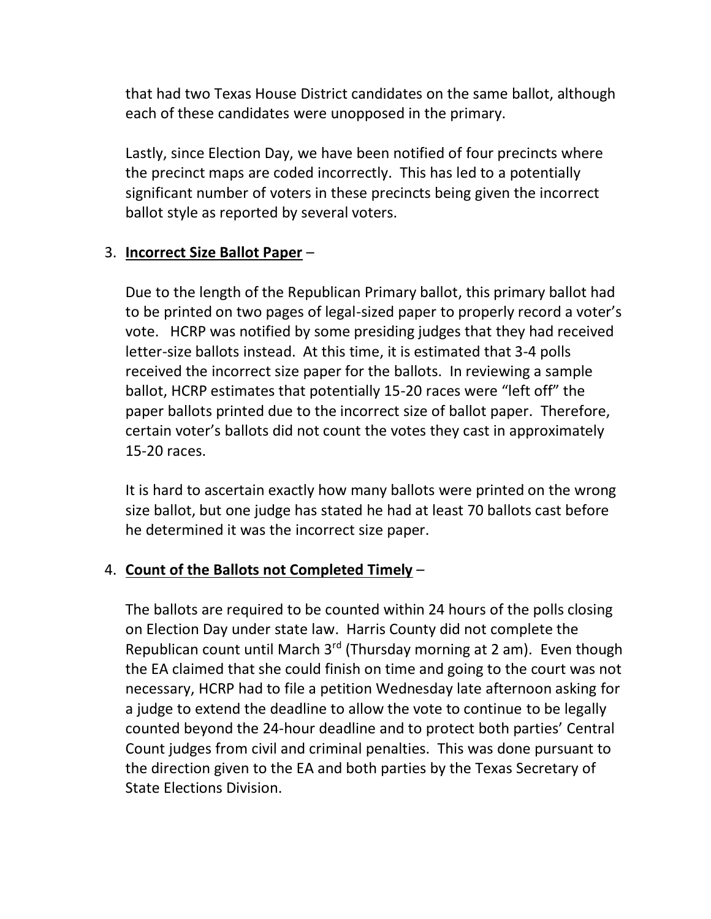that had two Texas House District candidates on the same ballot, although each of these candidates were unopposed in the primary.

Lastly, since Election Day, we have been notified of four precincts where the precinct maps are coded incorrectly. This has led to a potentially significant number of voters in these precincts being given the incorrect ballot style as reported by several voters.

3. **Incorrect Size Ballot Paper** –

   Due to the length of the Republican Primary ballot, this primary ballot had to be printed on two pages of legal-sized paper to properly record a voter's vote. HCRP was notified by some presiding judges that they had received letter-size ballots instead. At this time, it is estimated that 3-4 polls received the incorrect size paper for the ballots. In reviewing a sample ballot, HCRP estimates that potentially 15-20 races were "left off" the paper ballots printed due to the incorrect size of ballot paper. Therefore, certain voter's ballots did not count the votes they cast in approximately 15-20 races.

   It is hard to ascertain exactly how many ballots were printed on the wrong size ballot, but one judge has stated he had at least 70 ballots cast before he determined it was the incorrect size paper.

4. **Count of the Ballots not Completed Timely** –

   The ballots are required to be counted within 24 hours of the polls closing on Election Day under state law. Harris County did not complete the Republican count until March 3rd (Thursday morning at 2 am). Even though the EA claimed that she could finish on time and going to the court was not necessary, HCRP had to file a petition Wednesday late afternoon asking for a judge to extend the deadline to allow the vote to continue to be legally counted beyond the 24-hour deadline and to protect both parties' Central Count judges from civil and criminal penalties. This was done pursuant to the direction given to the EA and both parties by the Texas Secretary of State Elections Division.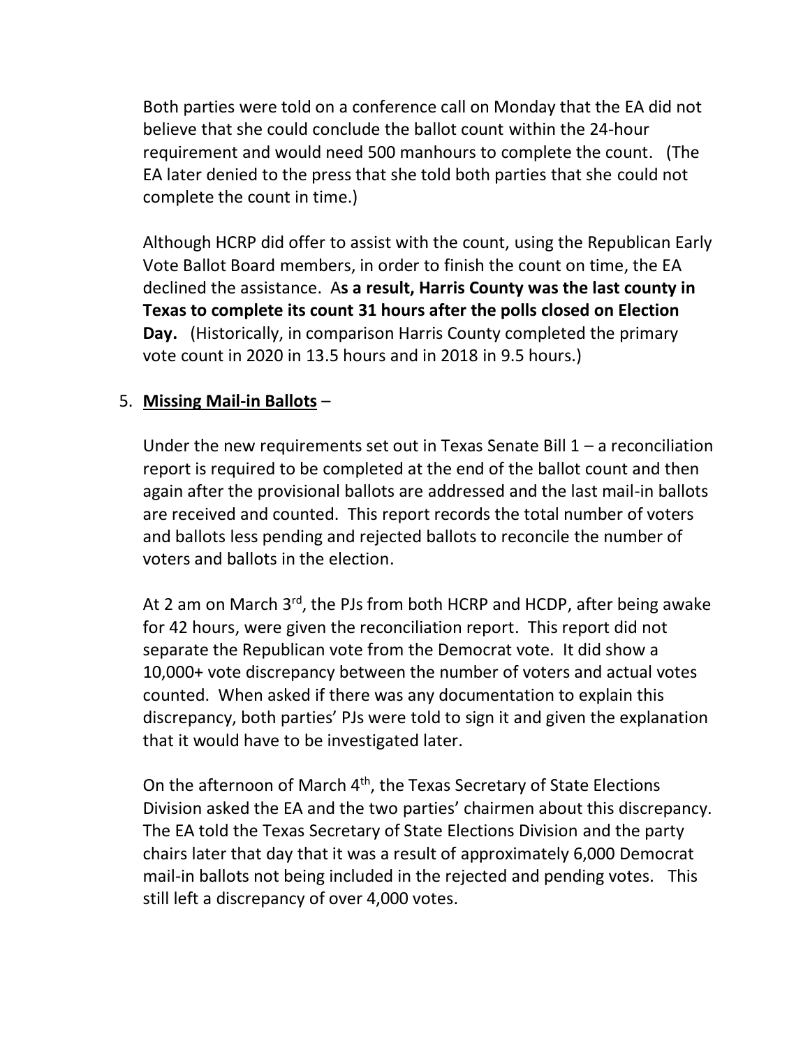Both parties were told on a conference call on Monday that the EA did not believe that she could conclude the ballot count within the 24-hour requirement and would need 500 manhours to complete the count. (The EA later denied to the press that she told both parties that she could not complete the count in time.)

Although HCRP did offer to assist with the count, using the Republican Early Vote Ballot Board members, in order to finish the count on time, the EA declined the assistance. A**s a result, Harris County was the last county in Texas to complete its count 31 hours after the polls closed on Election Day.** (Historically, in comparison Harris County completed the primary vote count in 2020 in 13.5 hours and in 2018 in 9.5 hours.)

5. **Missing Mail-in Ballots** –

   Under the new requirements set out in Texas Senate Bill 1 – a reconciliation report is required to be completed at the end of the ballot count and then again after the provisional ballots are addressed and the last mail-in ballots are received and counted. This report records the total number of voters and ballots less pending and rejected ballots to reconcile the number of voters and ballots in the election.

   At 2 am on March 3rd, the PJs from both HCRP and HCDP, after being awake for 42 hours, were given the reconciliation report. This report did not separate the Republican vote from the Democrat vote. It did show a 10,000+ vote discrepancy between the number of voters and actual votes counted. When asked if there was any documentation to explain this discrepancy, both parties' PJs were told to sign it and given the explanation that it would have to be investigated later.

   On the afternoon of March 4th, the Texas Secretary of State Elections Division asked the EA and the two parties' chairmen about this discrepancy. The EA told the Texas Secretary of State Elections Division and the party chairs later that day that it was a result of approximately 6,000 Democrat mail-in ballots not being included in the rejected and pending votes. This still left a discrepancy of over 4,000 votes.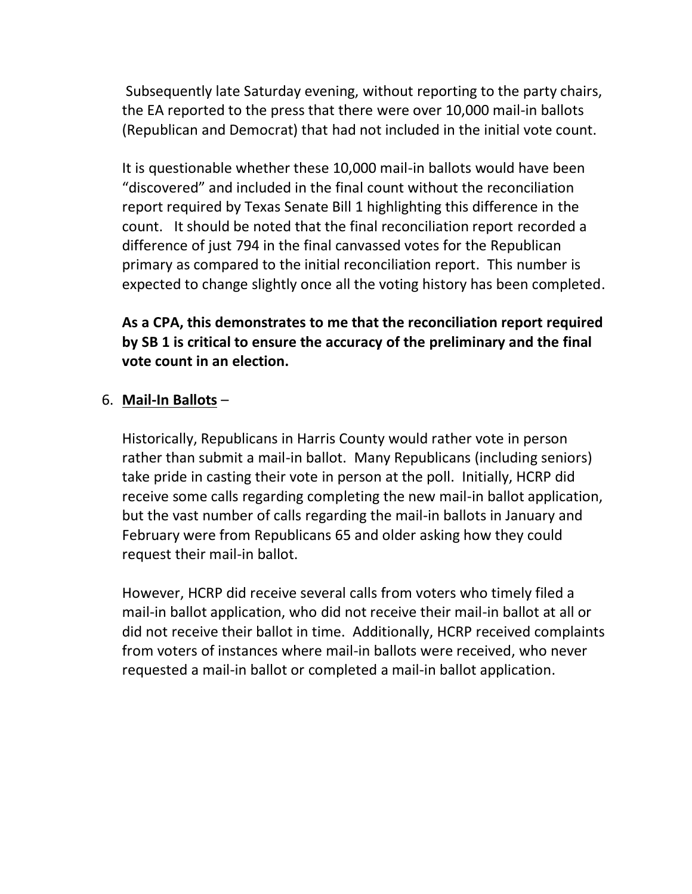Subsequently late Saturday evening, without reporting to the party chairs, the EA reported to the press that there were over 10,000 mail-in ballots (Republican and Democrat) that had not included in the initial vote count.

It is questionable whether these 10,000 mail-in ballots would have been "discovered" and included in the final count without the reconciliation report required by Texas Senate Bill 1 highlighting this difference in the count. It should be noted that the final reconciliation report recorded a difference of just 794 in the final canvassed votes for the Republican primary as compared to the initial reconciliation report. This number is expected to change slightly once all the voting history has been completed.

**As a CPA, this demonstrates to me that the reconciliation report required by SB 1 is critical to ensure the accuracy of the preliminary and the final vote count in an election.**

6. **Mail-In Ballots** –

   Historically, Republicans in Harris County would rather vote in person rather than submit a mail-in ballot. Many Republicans (including seniors) take pride in casting their vote in person at the poll. Initially, HCRP did receive some calls regarding completing the new mail-in ballot application, but the vast number of calls regarding the mail-in ballots in January and February were from Republicans 65 and older asking how they could request their mail-in ballot.

   However, HCRP did receive several calls from voters who timely filed a mail-in ballot application, who did not receive their mail-in ballot at all or did not receive their ballot in time. Additionally, HCRP received complaints from voters of instances where mail-in ballots were received, who never requested a mail-in ballot or completed a mail-in ballot application.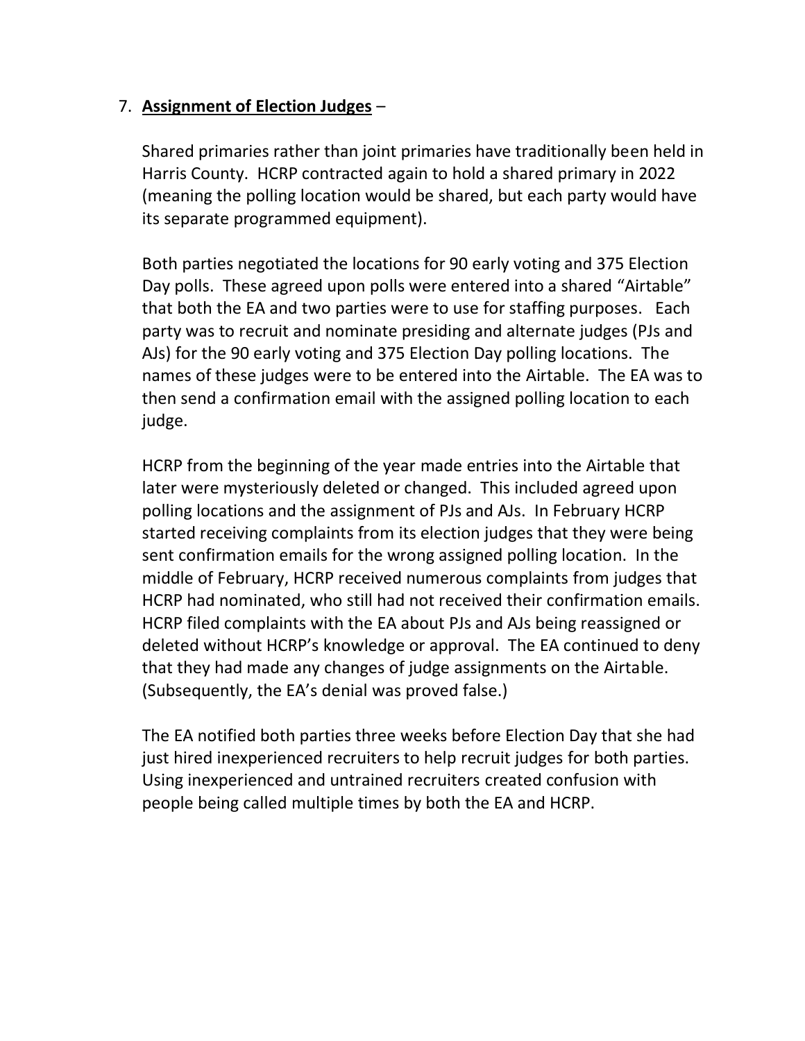7. **Assignment of Election Judges** –

   Shared primaries rather than joint primaries have traditionally been held in Harris County. HCRP contracted again to hold a shared primary in 2022 (meaning the polling location would be shared, but each party would have its separate programmed equipment).

   Both parties negotiated the locations for 90 early voting and 375 Election Day polls. These agreed upon polls were entered into a shared "Airtable" that both the EA and two parties were to use for staffing purposes. Each party was to recruit and nominate presiding and alternate judges (PJs and AJs) for the 90 early voting and 375 Election Day polling locations. The names of these judges were to be entered into the Airtable. The EA was to then send a confirmation email with the assigned polling location to each judge.

   HCRP from the beginning of the year made entries into the Airtable that later were mysteriously deleted or changed. This included agreed upon polling locations and the assignment of PJs and AJs. In February HCRP started receiving complaints from its election judges that they were being sent confirmation emails for the wrong assigned polling location. In the middle of February, HCRP received numerous complaints from judges that HCRP had nominated, who still had not received their confirmation emails. HCRP filed complaints with the EA about PJs and AJs being reassigned or deleted without HCRP's knowledge or approval. The EA continued to deny that they had made any changes of judge assignments on the Airtable. (Subsequently, the EA's denial was proved false.)

   The EA notified both parties three weeks before Election Day that she had just hired inexperienced recruiters to help recruit judges for both parties. Using inexperienced and untrained recruiters created confusion with people being called multiple times by both the EA and HCRP.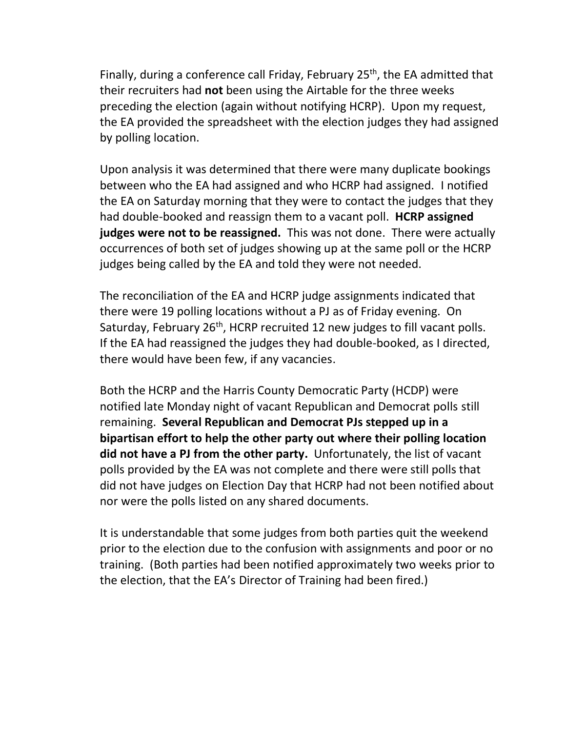Finally, during a conference call Friday, February 25th, the EA admitted that their recruiters had **not** been using the Airtable for the three weeks preceding the election (again without notifying HCRP). Upon my request, the EA provided the spreadsheet with the election judges they had assigned by polling location.

Upon analysis it was determined that there were many duplicate bookings between who the EA had assigned and who HCRP had assigned. I notified the EA on Saturday morning that they were to contact the judges that they had double-booked and reassign them to a vacant poll. **HCRP assigned judges were not to be reassigned.** This was not done. There were actually occurrences of both set of judges showing up at the same poll or the HCRP judges being called by the EA and told they were not needed.

The reconciliation of the EA and HCRP judge assignments indicated that there were 19 polling locations without a PJ as of Friday evening. On Saturday, February 26th, HCRP recruited 12 new judges to fill vacant polls. If the EA had reassigned the judges they had double-booked, as I directed, there would have been few, if any vacancies.

Both the HCRP and the Harris County Democratic Party (HCDP) were notified late Monday night of vacant Republican and Democrat polls still remaining. **Several Republican and Democrat PJs stepped up in a bipartisan effort to help the other party out where their polling location did not have a PJ from the other party.** Unfortunately, the list of vacant polls provided by the EA was not complete and there were still polls that did not have judges on Election Day that HCRP had not been notified about nor were the polls listed on any shared documents.

It is understandable that some judges from both parties quit the weekend prior to the election due to the confusion with assignments and poor or no training. (Both parties had been notified approximately two weeks prior to the election, that the EA's Director of Training had been fired.)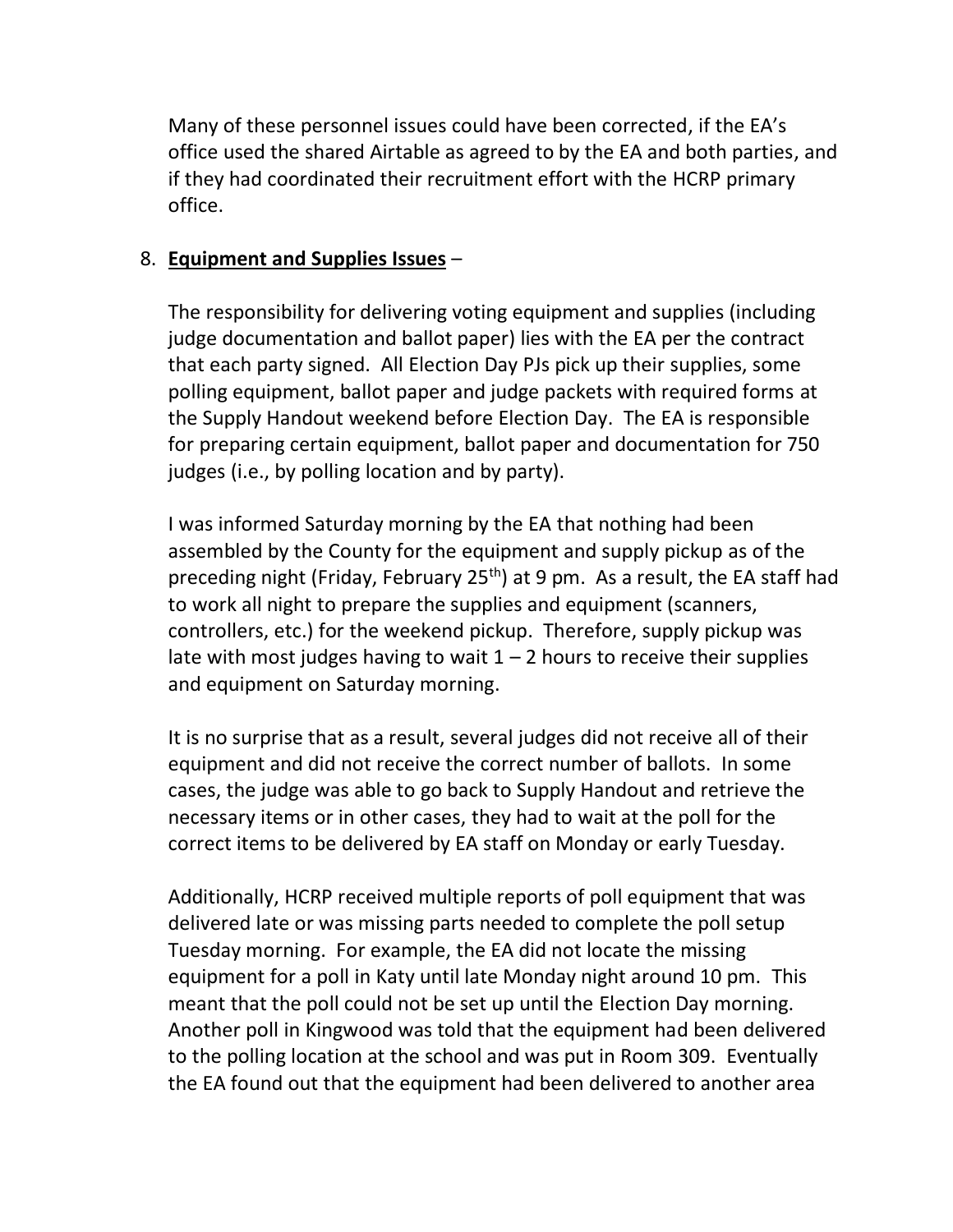Many of these personnel issues could have been corrected, if the EA's office used the shared Airtable as agreed to by the EA and both parties, and if they had coordinated their recruitment effort with the HCRP primary office.

8. **Equipment and Supplies Issues** –

   The responsibility for delivering voting equipment and supplies (including judge documentation and ballot paper) lies with the EA per the contract that each party signed. All Election Day PJs pick up their supplies, some polling equipment, ballot paper and judge packets with required forms at the Supply Handout weekend before Election Day. The EA is responsible for preparing certain equipment, ballot paper and documentation for 750 judges (i.e., by polling location and by party).

   I was informed Saturday morning by the EA that nothing had been assembled by the County for the equipment and supply pickup as of the preceding night (Friday, February 25th) at 9 pm. As a result, the EA staff had to work all night to prepare the supplies and equipment (scanners, controllers, etc.) for the weekend pickup. Therefore, supply pickup was late with most judges having to wait 1 – 2 hours to receive their supplies and equipment on Saturday morning.

   It is no surprise that as a result, several judges did not receive all of their equipment and did not receive the correct number of ballots. In some cases, the judge was able to go back to Supply Handout and retrieve the necessary items or in other cases, they had to wait at the poll for the correct items to be delivered by EA staff on Monday or early Tuesday.

   Additionally, HCRP received multiple reports of poll equipment that was delivered late or was missing parts needed to complete the poll setup Tuesday morning. For example, the EA did not locate the missing equipment for a poll in Katy until late Monday night around 10 pm. This meant that the poll could not be set up until the Election Day morning. Another poll in Kingwood was told that the equipment had been delivered to the polling location at the school and was put in Room 309. Eventually the EA found out that the equipment had been delivered to another area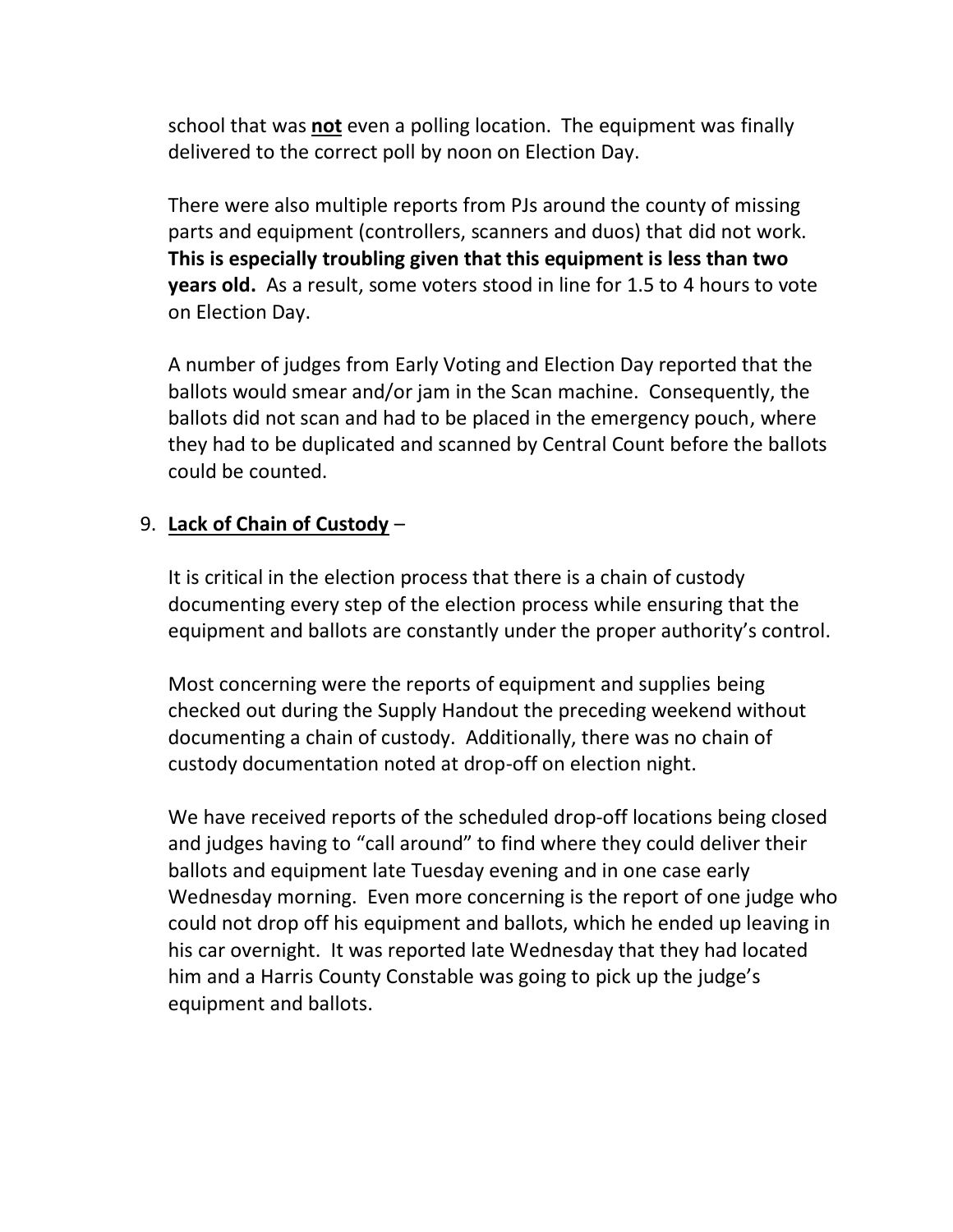school that was **not** even a polling location. The equipment was finally delivered to the correct poll by noon on Election Day.

There were also multiple reports from PJs around the county of missing parts and equipment (controllers, scanners and duos) that did not work. **This is especially troubling given that this equipment is less than two years old.** As a result, some voters stood in line for 1.5 to 4 hours to vote on Election Day.

A number of judges from Early Voting and Election Day reported that the ballots would smear and/or jam in the Scan machine. Consequently, the ballots did not scan and had to be placed in the emergency pouch, where they had to be duplicated and scanned by Central Count before the ballots could be counted.

9. **Lack of Chain of Custody** –

   It is critical in the election process that there is a chain of custody documenting every step of the election process while ensuring that the equipment and ballots are constantly under the proper authority's control.

   Most concerning were the reports of equipment and supplies being checked out during the Supply Handout the preceding weekend without documenting a chain of custody. Additionally, there was no chain of custody documentation noted at drop-off on election night.

   We have received reports of the scheduled drop-off locations being closed and judges having to "call around" to find where they could deliver their ballots and equipment late Tuesday evening and in one case early Wednesday morning. Even more concerning is the report of one judge who could not drop off his equipment and ballots, which he ended up leaving in his car overnight. It was reported late Wednesday that they had located him and a Harris County Constable was going to pick up the judge's equipment and ballots.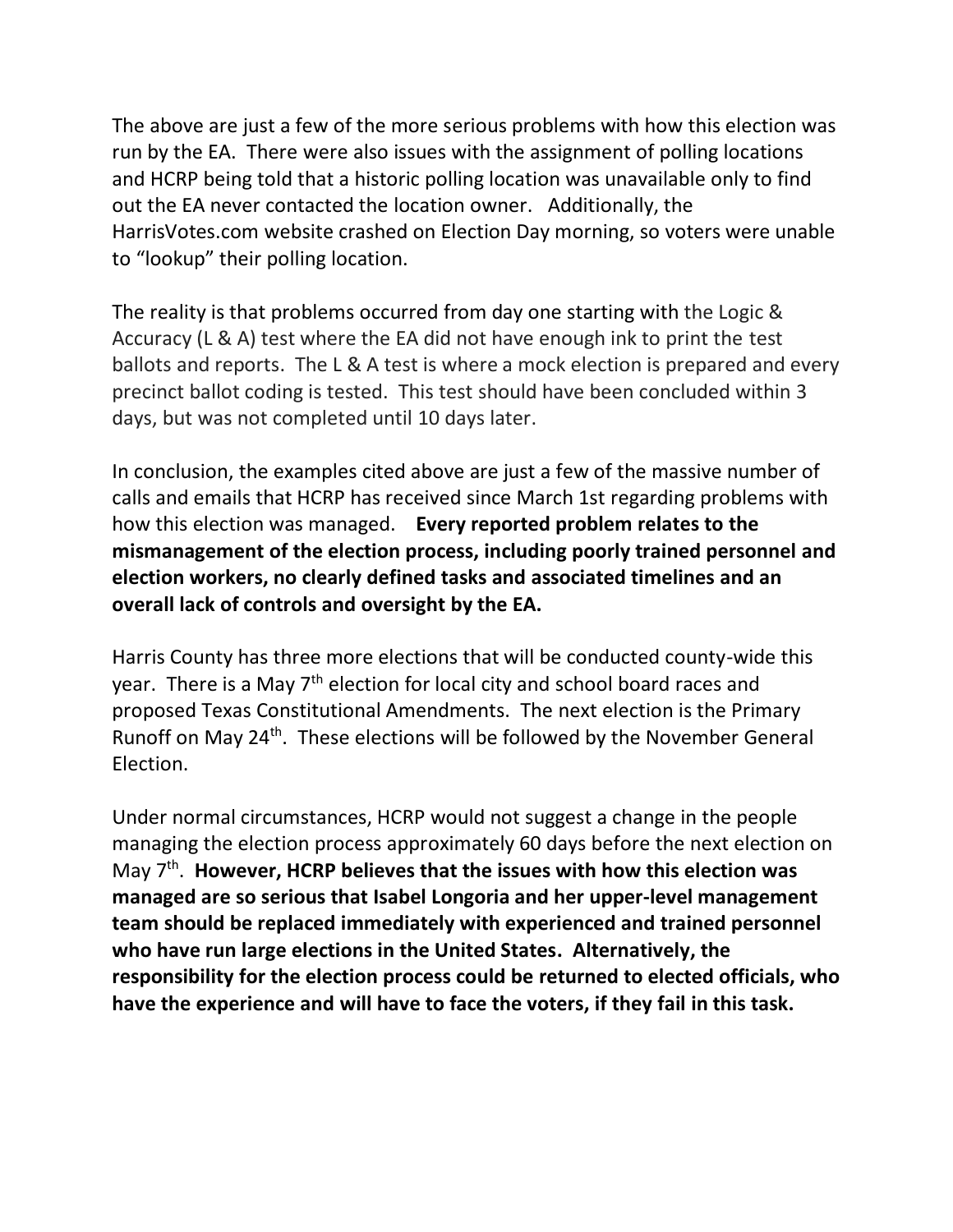The above are just a few of the more serious problems with how this election was run by the EA. There were also issues with the assignment of polling locations and HCRP being told that a historic polling location was unavailable only to find out the EA never contacted the location owner. Additionally, the HarrisVotes.com website crashed on Election Day morning, so voters were unable to "lookup" their polling location.

The reality is that problems occurred from day one starting with the Logic & Accuracy (L & A) test where the EA did not have enough ink to print the test ballots and reports. The L & A test is where a mock election is prepared and every precinct ballot coding is tested. This test should have been concluded within 3 days, but was not completed until 10 days later.

In conclusion, the examples cited above are just a few of the massive number of calls and emails that HCRP has received since March 1st regarding problems with how this election was managed. **Every reported problem relates to the mismanagement of the election process, including poorly trained personnel and election workers, no clearly defined tasks and associated timelines and an overall lack of controls and oversight by the EA.**

Harris County has three more elections that will be conducted county-wide this year. There is a May 7th election for local city and school board races and proposed Texas Constitutional Amendments. The next election is the Primary Runoff on May 24th. These elections will be followed by the November General Election.

Under normal circumstances, HCRP would not suggest a change in the people managing the election process approximately 60 days before the next election on May 7th. **However, HCRP believes that the issues with how this election was managed are so serious that Isabel Longoria and her upper-level management team should be replaced immediately with experienced and trained personnel who have run large elections in the United States. Alternatively, the responsibility for the election process could be returned to elected officials, who have the experience and will have to face the voters, if they fail in this task.**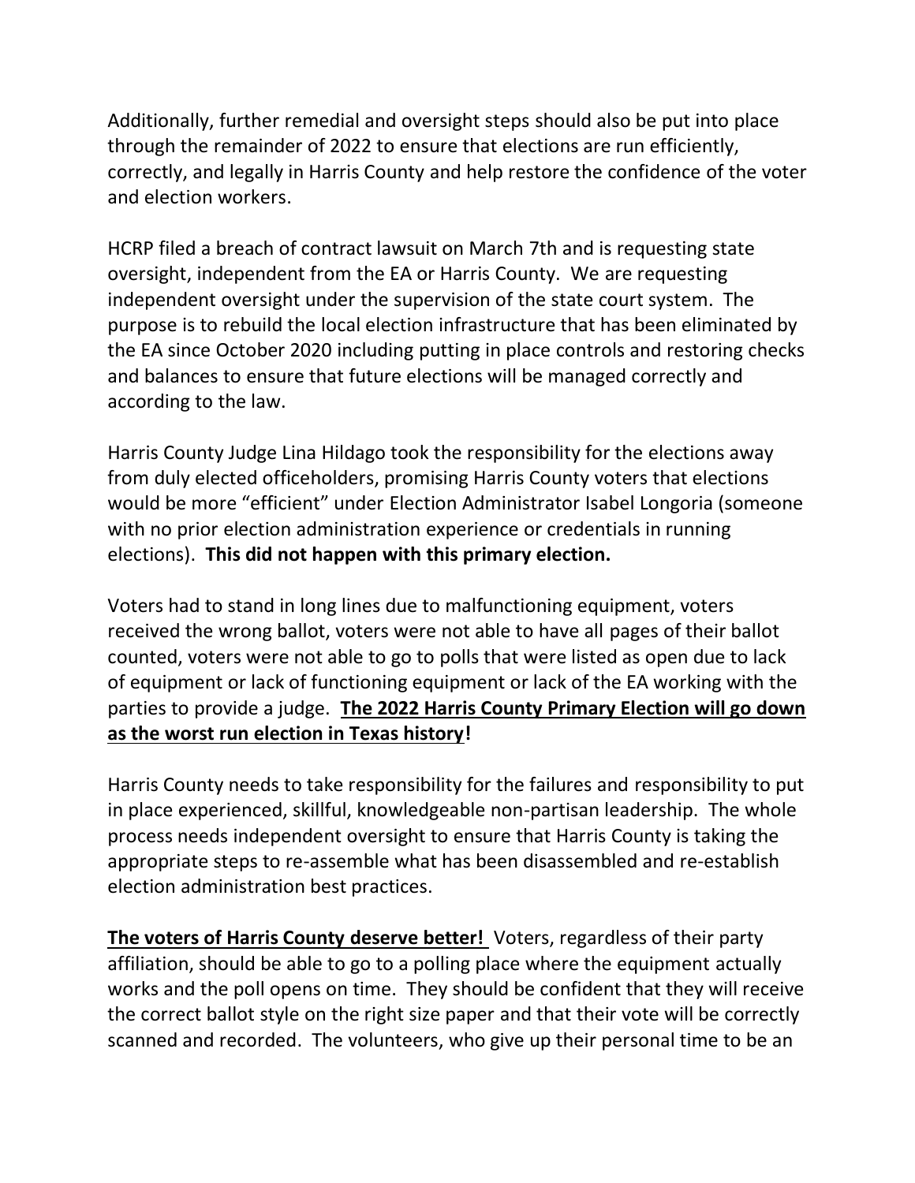Additionally, further remedial and oversight steps should also be put into place through the remainder of 2022 to ensure that elections are run efficiently, correctly, and legally in Harris County and help restore the confidence of the voter and election workers.

HCRP filed a breach of contract lawsuit on March 7th and is requesting state oversight, independent from the EA or Harris County. We are requesting independent oversight under the supervision of the state court system. The purpose is to rebuild the local election infrastructure that has been eliminated by the EA since October 2020 including putting in place controls and restoring checks and balances to ensure that future elections will be managed correctly and according to the law.

Harris County Judge Lina Hildago took the responsibility for the elections away from duly elected officeholders, promising Harris County voters that elections would be more "efficient" under Election Administrator Isabel Longoria (someone with no prior election administration experience or credentials in running elections). **This did not happen with this primary election.**

Voters had to stand in long lines due to malfunctioning equipment, voters received the wrong ballot, voters were not able to have all pages of their ballot counted, voters were not able to go to polls that were listed as open due to lack of equipment or lack of functioning equipment or lack of the EA working with the parties to provide a judge. **<u>The 2022 Harris County Primary Election will go down as the worst run election in Texas history</u>!**

Harris County needs to take responsibility for the failures and responsibility to put in place experienced, skillful, knowledgeable non-partisan leadership. The whole process needs independent oversight to ensure that Harris County is taking the appropriate steps to re-assemble what has been disassembled and re-establish election administration best practices.

**<u>The voters of Harris County deserve better!</u>** Voters, regardless of their party affiliation, should be able to go to a polling place where the equipment actually works and the poll opens on time. They should be confident that they will receive the correct ballot style on the right size paper and that their vote will be correctly scanned and recorded. The volunteers, who give up their personal time to be an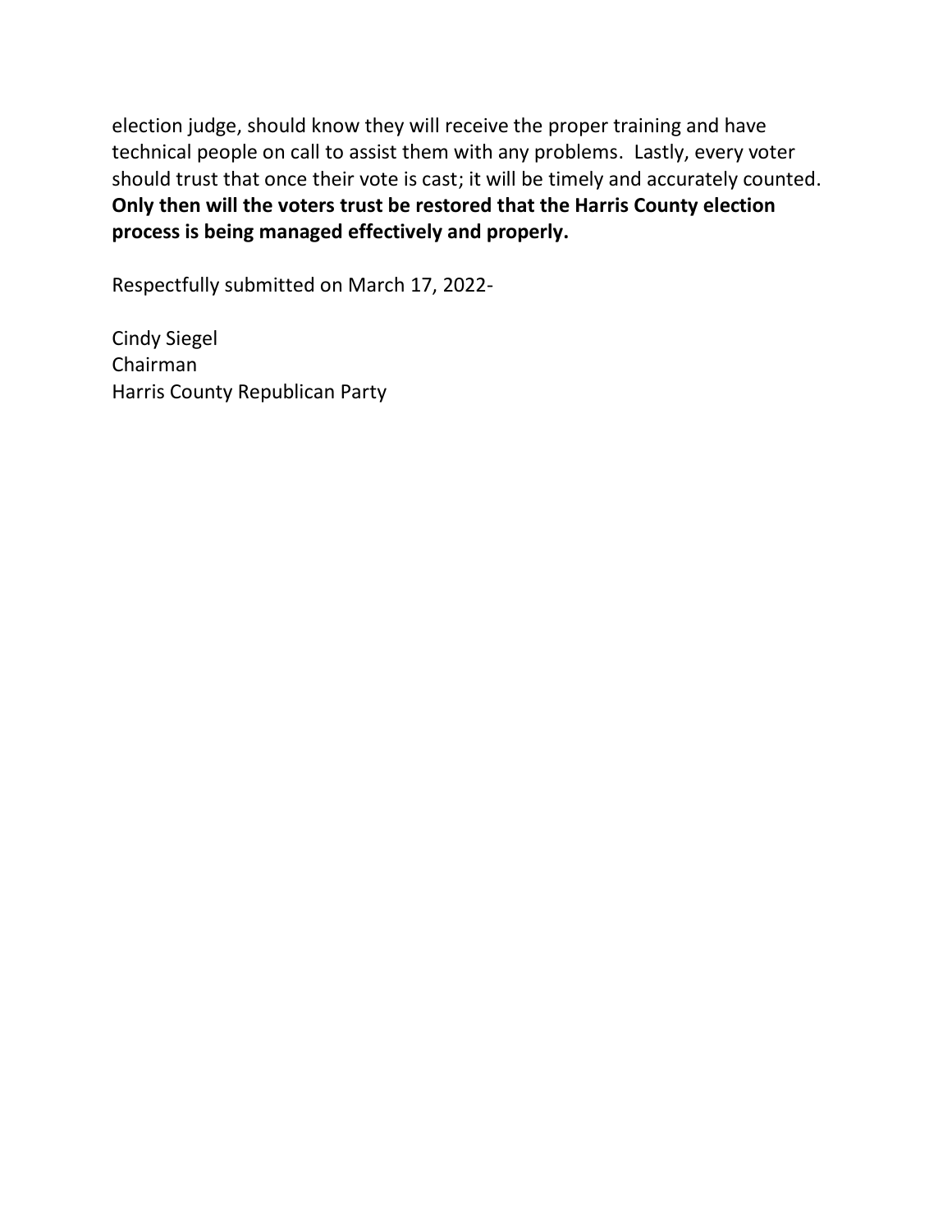election judge, should know they will receive the proper training and have technical people on call to assist them with any problems. Lastly, every voter should trust that once their vote is cast; it will be timely and accurately counted. **Only then will the voters trust be restored that the Harris County election process is being managed effectively and properly.**

Respectfully submitted on March 17, 2022-

Cindy Siegel
Chairman
Harris County Republican Party